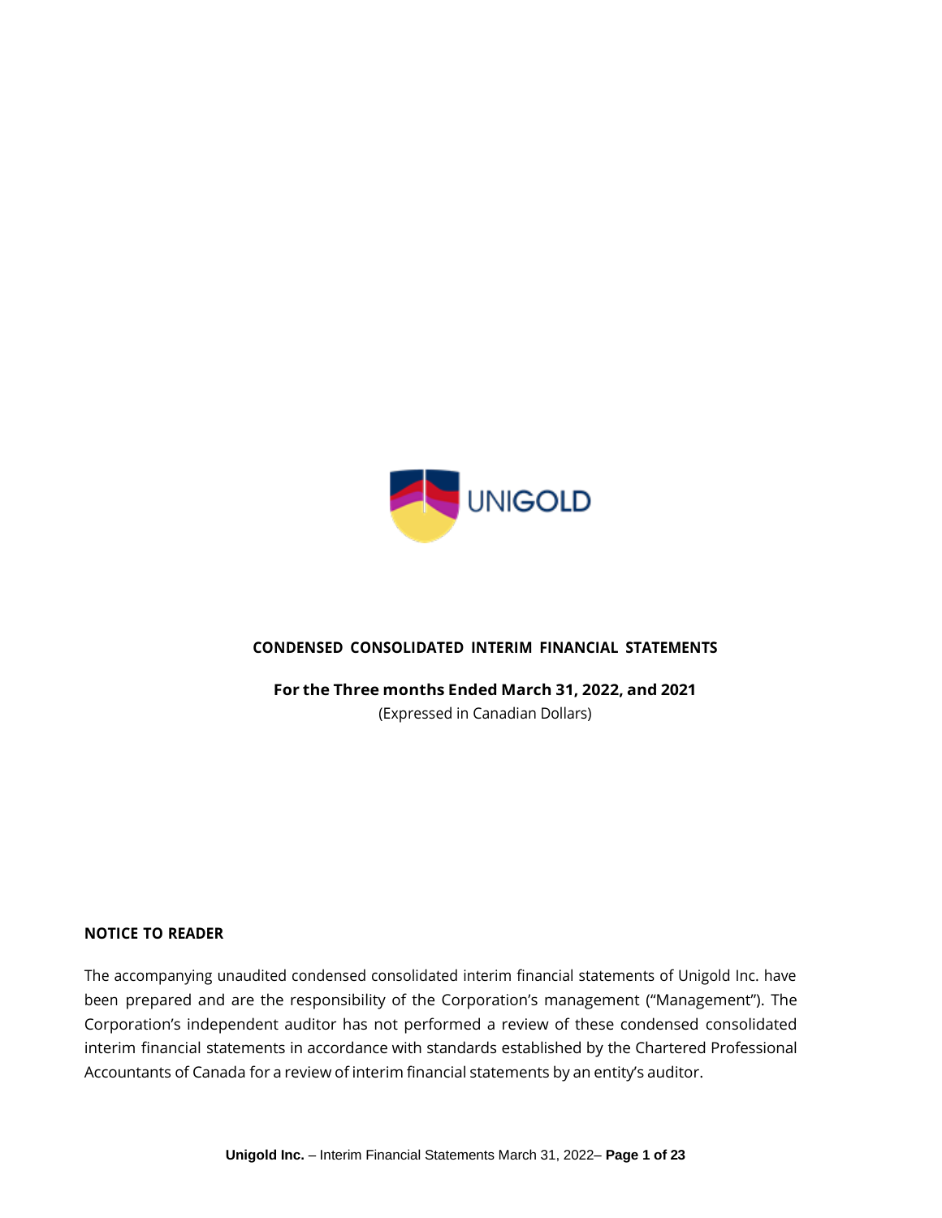UNIGOLD

# CONDENSED CONSOLIDATED INTERIM FINANCIAL STATEMENTS

**For the Three months Ended March 31, 2022, and 2021**

(Expressed in Canadian Dollars)

## NOTICE TO READER

The accompanying unaudited condensed consolidated interim financial statements of Unigold Inc. have been prepared and are the responsibility of the Corporation's management ("Management"). The Corporation's independent auditor has not performed a review of these condensed consolidated interim financial statements in accordance with standards established by the Chartered Professional Accountants of Canada for a review of interim financial statements by an entity's auditor.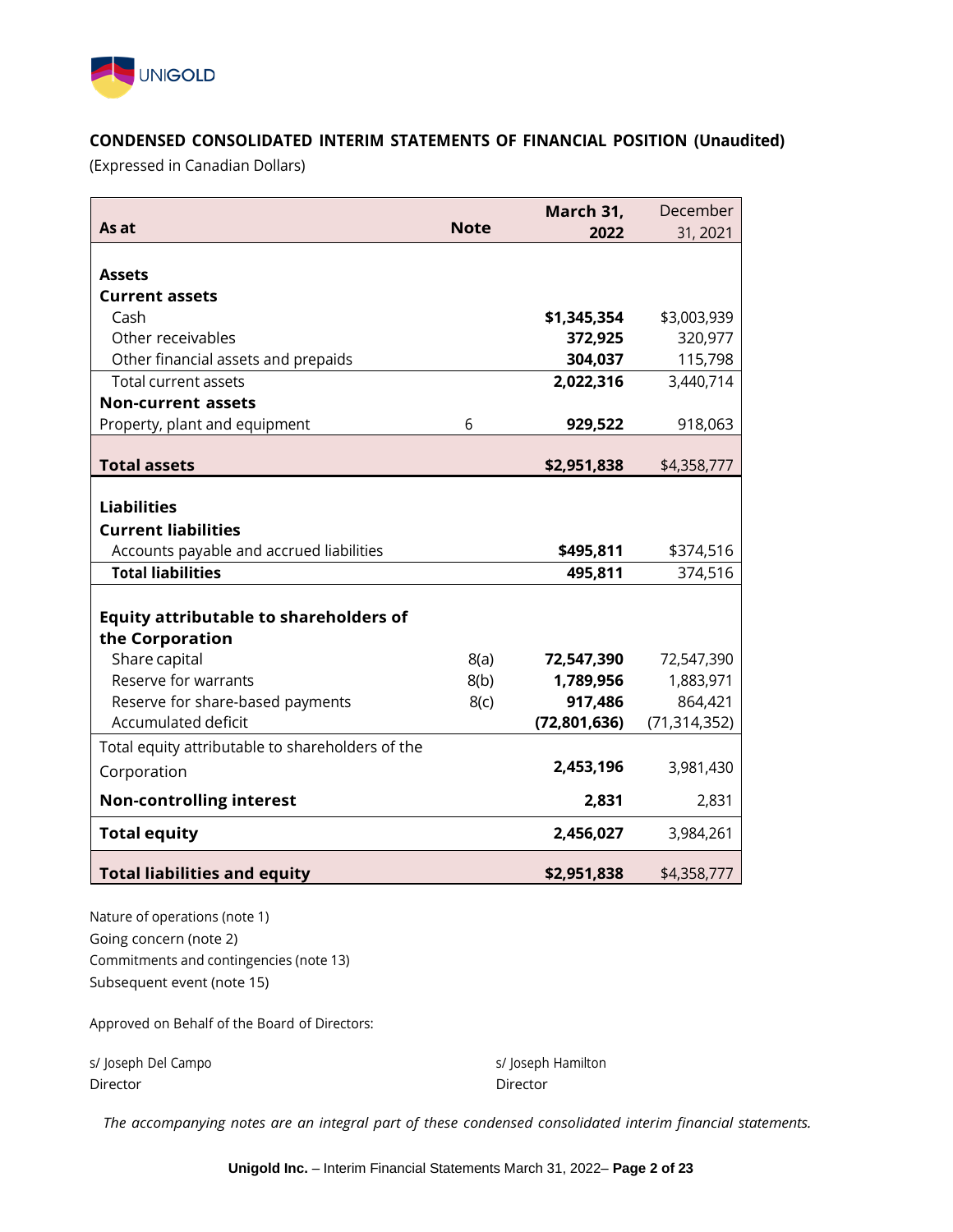## CONDENSED CONSOLIDATED INTERIM STATEMENTS OF FINANCIAL POSITION (Unaudited)

(Expressed in Canadian Dollars)

| As at | Note | March 31, 2022 | December 31, 2021 |
|---|---|---|---|
| **Assets** | | | |
| **Current assets** | | | |
| Cash | | **$1,345,354** | $3,003,939 |
| Other receivables | | **372,925** | 320,977 |
| Other financial assets and prepaids | | **304,037** | 115,798 |
| Total current assets | | **2,022,316** | 3,440,714 |
| **Non-current assets** | | | |
| Property, plant and equipment | 6 | **929,522** | 918,063 |
| **Total assets** | | **$2,951,838** | $4,358,777 |
| **Liabilities** | | | |
| **Current liabilities** | | | |
| Accounts payable and accrued liabilities | | **$495,811** | $374,516 |
| **Total liabilities** | | **495,811** | 374,516 |
| **Equity attributable to shareholders of the Corporation** | | | |
| Share capital | 8(a) | **72,547,390** | 72,547,390 |
| Reserve for warrants | 8(b) | **1,789,956** | 1,883,971 |
| Reserve for share-based payments | 8(c) | **917,486** | 864,421 |
| Accumulated deficit | | **(72,801,636)** | (71,314,352) |
| Total equity attributable to shareholders of the Corporation | | **2,453,196** | 3,981,430 |
| **Non-controlling interest** | | **2,831** | 2,831 |
| **Total equity** | | **2,456,027** | 3,984,261 |
| **Total liabilities and equity** | | **$2,951,838** | $4,358,777 |

Nature of operations (note 1)
Going concern (note 2)
Commitments and contingencies (note 13)
Subsequent event (note 15)

Approved on Behalf of the Board of Directors:

s/ Joseph Del Campo
Director

s/ Joseph Hamilton
Director

*The accompanying notes are an integral part of these condensed consolidated interim financial statements.*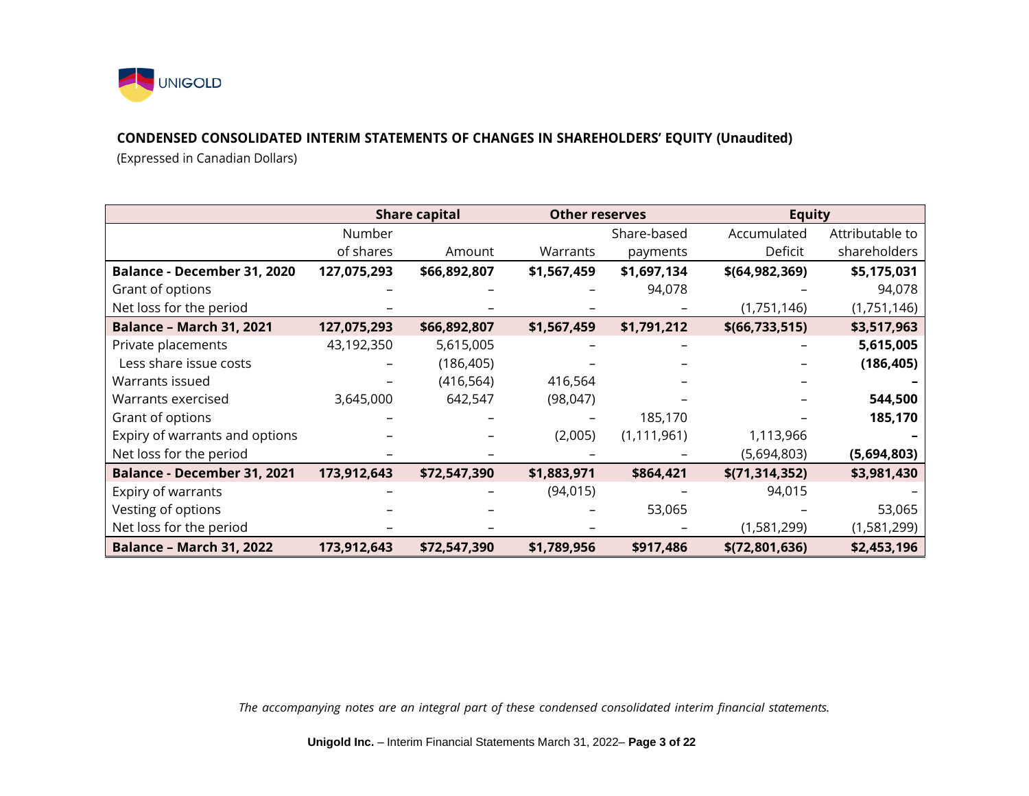## CONDENSED CONSOLIDATED INTERIM STATEMENTS OF CHANGES IN SHAREHOLDERS' EQUITY (Unaudited)

(Expressed in Canadian Dollars)

| | Share capital | | Other reserves | | Equity | |
|---|---|---|---|---|---|---|
| | Number of shares | Amount | Warrants | Share-based payments | Accumulated Deficit | Attributable to shareholders |
| **Balance - December 31, 2020** | **127,075,293** | **$66,892,807** | **$1,567,459** | **$1,697,134** | **$(64,982,369)** | **$5,175,031** |
| Grant of options | – | – | – | 94,078 | – | 94,078 |
| Net loss for the period | – | – | – | – | (1,751,146) | (1,751,146) |
| **Balance – March 31, 2021** | **127,075,293** | **$66,892,807** | **$1,567,459** | **$1,791,212** | **$(66,733,515)** | **$3,517,963** |
| Private placements | 43,192,350 | 5,615,005 | – | – | – | **5,615,005** |
| Less share issue costs | – | (186,405) | – | – | – | **(186,405)** |
| Warrants issued | – | (416,564) | 416,564 | – | – | **–** |
| Warrants exercised | 3,645,000 | 642,547 | (98,047) | – | – | **544,500** |
| Grant of options | – | – | – | 185,170 | – | **185,170** |
| Expiry of warrants and options | – | – | (2,005) | (1,111,961) | 1,113,966 | **–** |
| Net loss for the period | – | – | – | – | (5,694,803) | **(5,694,803)** |
| **Balance - December 31, 2021** | **173,912,643** | **$72,547,390** | **$1,883,971** | **$864,421** | **$(71,314,352)** | **$3,981,430** |
| Expiry of warrants | – | – | (94,015) | – | 94,015 | – |
| Vesting of options | – | – | – | 53,065 | – | 53,065 |
| Net loss for the period | – | – | – | – | (1,581,299) | (1,581,299) |
| **Balance – March 31, 2022** | **173,912,643** | **$72,547,390** | **$1,789,956** | **$917,486** | **$(72,801,636)** | **$2,453,196** |

*The accompanying notes are an integral part of these condensed consolidated interim financial statements.*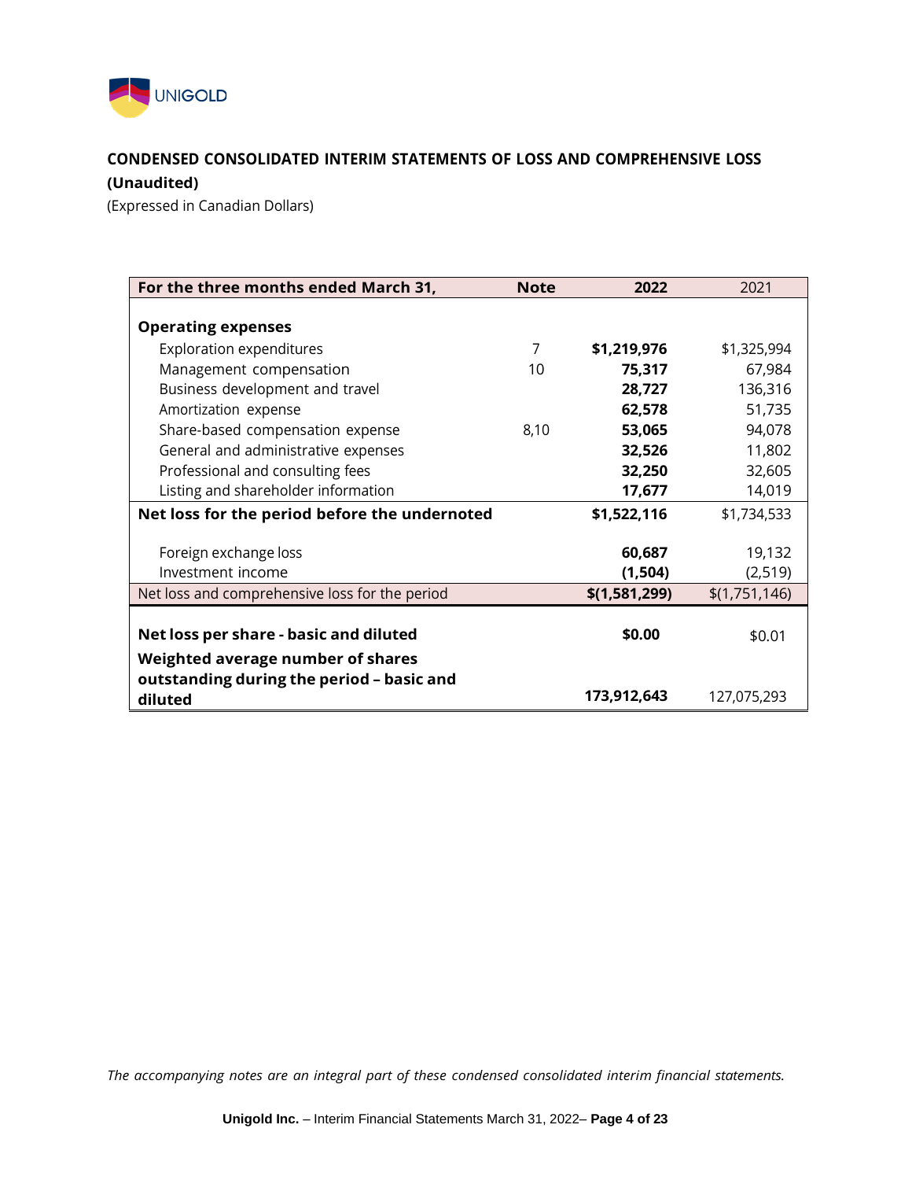UNIGOLD

**CONDENSED CONSOLIDATED INTERIM STATEMENTS OF LOSS AND COMPREHENSIVE LOSS**

**(Unaudited)**

(Expressed in Canadian Dollars)

| For the three months ended March 31, | Note | 2022 | 2021 |
|---|---|---|---|
| **Operating expenses** | | | |
| Exploration expenditures | 7 | **$1,219,976** | $1,325,994 |
| Management compensation | 10 | **75,317** | 67,984 |
| Business development and travel | | **28,727** | 136,316 |
| Amortization expense | | **62,578** | 51,735 |
| Share-based compensation expense | 8,10 | **53,065** | 94,078 |
| General and administrative expenses | | **32,526** | 11,802 |
| Professional and consulting fees | | **32,250** | 32,605 |
| Listing and shareholder information | | **17,677** | 14,019 |
| **Net loss for the period before the undernoted** | | **$1,522,116** | $1,734,533 |
| Foreign exchange loss | | **60,687** | 19,132 |
| Investment income | | **(1,504)** | (2,519) |
| Net loss and comprehensive loss for the period | | **$(1,581,299)** | $(1,751,146) |
| **Net loss per share - basic and diluted** | | **$0.00** | $0.01 |
| **Weighted average number of shares outstanding during the period – basic and diluted** | | **173,912,643** | 127,075,293 |

*The accompanying notes are an integral part of these condensed consolidated interim financial statements.*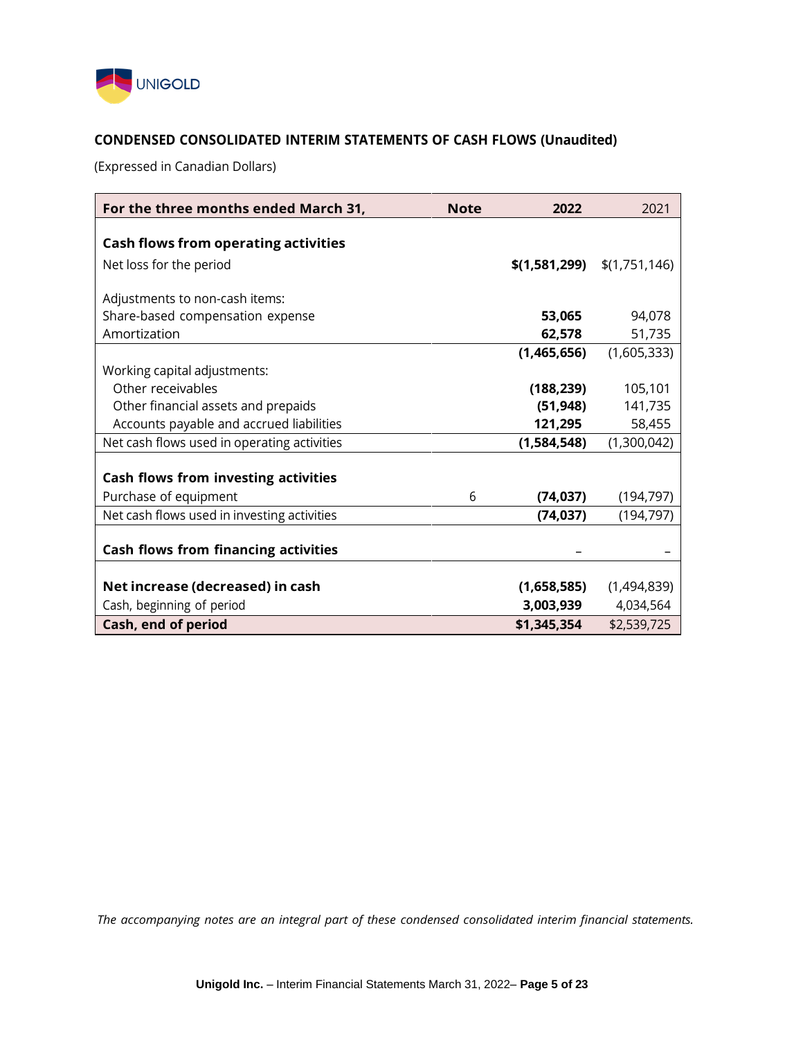## CONDENSED CONSOLIDATED INTERIM STATEMENTS OF CASH FLOWS (Unaudited)

(Expressed in Canadian Dollars)

| For the three months ended March 31, | Note | 2022 | 2021 |
|---|---|---|---|
| **Cash flows from operating activities** | | | |
| Net loss for the period | | **$(1,581,299)** | $(1,751,146) |
| Adjustments to non-cash items: | | | |
| Share-based compensation expense | | **53,065** | 94,078 |
| Amortization | | **62,578** | 51,735 |
| | | **(1,465,656)** | (1,605,333) |
| Working capital adjustments: | | | |
| Other receivables | | **(188,239)** | 105,101 |
| Other financial assets and prepaids | | **(51,948)** | 141,735 |
| Accounts payable and accrued liabilities | | **121,295** | 58,455 |
| Net cash flows used in operating activities | | **(1,584,548)** | (1,300,042) |
| **Cash flows from investing activities** | | | |
| Purchase of equipment | 6 | **(74,037)** | (194,797) |
| Net cash flows used in investing activities | | **(74,037)** | (194,797) |
| **Cash flows from financing activities** | | **–** | – |
| **Net increase (decreased) in cash** | | **(1,658,585)** | (1,494,839) |
| Cash, beginning of period | | **3,003,939** | 4,034,564 |
| **Cash, end of period** | | **$1,345,354** | $2,539,725 |

*The accompanying notes are an integral part of these condensed consolidated interim financial statements.*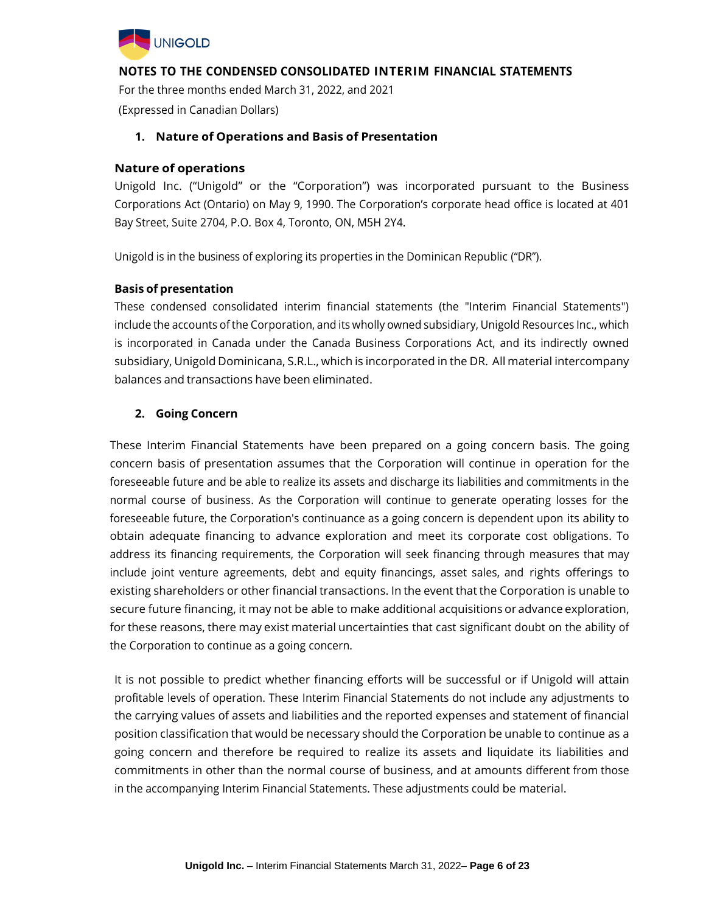## NOTES TO THE CONDENSED CONSOLIDATED INTERIM FINANCIAL STATEMENTS

For the three months ended March 31, 2022, and 2021

(Expressed in Canadian Dollars)

### 1. Nature of Operations and Basis of Presentation

#### Nature of operations

Unigold Inc. ("Unigold" or the "Corporation") was incorporated pursuant to the Business Corporations Act (Ontario) on May 9, 1990. The Corporation's corporate head office is located at 401 Bay Street, Suite 2704, P.O. Box 4, Toronto, ON, M5H 2Y4.

Unigold is in the business of exploring its properties in the Dominican Republic ("DR").

#### Basis of presentation

These condensed consolidated interim financial statements (the "Interim Financial Statements") include the accounts of the Corporation, and its wholly owned subsidiary, Unigold Resources Inc., which is incorporated in Canada under the Canada Business Corporations Act, and its indirectly owned subsidiary, Unigold Dominicana, S.R.L., which is incorporated in the DR. All material intercompany balances and transactions have been eliminated.

### 2. Going Concern

These Interim Financial Statements have been prepared on a going concern basis. The going concern basis of presentation assumes that the Corporation will continue in operation for the foreseeable future and be able to realize its assets and discharge its liabilities and commitments in the normal course of business. As the Corporation will continue to generate operating losses for the foreseeable future, the Corporation's continuance as a going concern is dependent upon its ability to obtain adequate financing to advance exploration and meet its corporate cost obligations. To address its financing requirements, the Corporation will seek financing through measures that may include joint venture agreements, debt and equity financings, asset sales, and rights offerings to existing shareholders or other financial transactions. In the event that the Corporation is unable to secure future financing, it may not be able to make additional acquisitions or advance exploration, for these reasons, there may exist material uncertainties that cast significant doubt on the ability of the Corporation to continue as a going concern.

It is not possible to predict whether financing efforts will be successful or if Unigold will attain profitable levels of operation. These Interim Financial Statements do not include any adjustments to the carrying values of assets and liabilities and the reported expenses and statement of financial position classification that would be necessary should the Corporation be unable to continue as a going concern and therefore be required to realize its assets and liquidate its liabilities and commitments in other than the normal course of business, and at amounts different from those in the accompanying Interim Financial Statements. These adjustments could be material.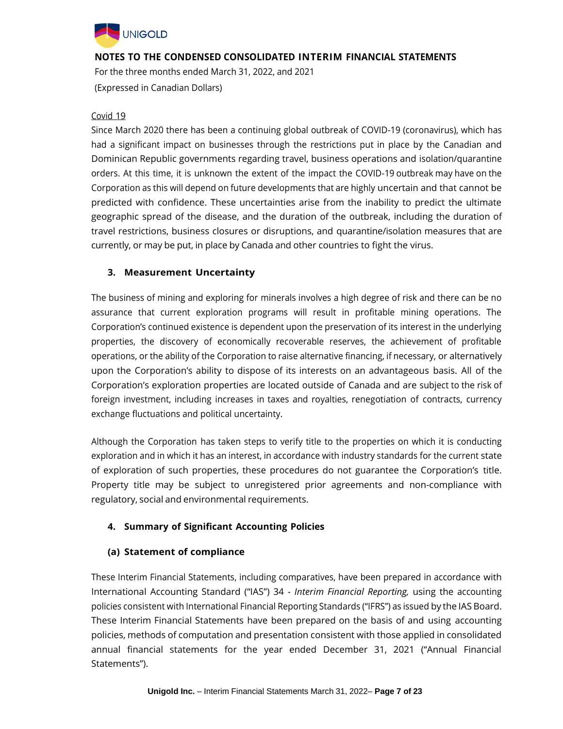Covid 19

Since March 2020 there has been a continuing global outbreak of COVID-19 (coronavirus), which has had a significant impact on businesses through the restrictions put in place by the Canadian and Dominican Republic governments regarding travel, business operations and isolation/quarantine orders. At this time, it is unknown the extent of the impact the COVID-19 outbreak may have on the Corporation as this will depend on future developments that are highly uncertain and that cannot be predicted with confidence. These uncertainties arise from the inability to predict the ultimate geographic spread of the disease, and the duration of the outbreak, including the duration of travel restrictions, business closures or disruptions, and quarantine/isolation measures that are currently, or may be put, in place by Canada and other countries to fight the virus.

## 3. Measurement Uncertainty

The business of mining and exploring for minerals involves a high degree of risk and there can be no assurance that current exploration programs will result in profitable mining operations. The Corporation's continued existence is dependent upon the preservation of its interest in the underlying properties, the discovery of economically recoverable reserves, the achievement of profitable operations, or the ability of the Corporation to raise alternative financing, if necessary, or alternatively upon the Corporation's ability to dispose of its interests on an advantageous basis. All of the Corporation's exploration properties are located outside of Canada and are subject to the risk of foreign investment, including increases in taxes and royalties, renegotiation of contracts, currency exchange fluctuations and political uncertainty.

Although the Corporation has taken steps to verify title to the properties on which it is conducting exploration and in which it has an interest, in accordance with industry standards for the current state of exploration of such properties, these procedures do not guarantee the Corporation's title. Property title may be subject to unregistered prior agreements and non-compliance with regulatory, social and environmental requirements.

## 4. Summary of Significant Accounting Policies

### (a) Statement of compliance

These Interim Financial Statements, including comparatives, have been prepared in accordance with International Accounting Standard ("IAS") 34 - *Interim Financial Reporting,* using the accounting policies consistent with International Financial Reporting Standards ("IFRS") as issued by the IAS Board. These Interim Financial Statements have been prepared on the basis of and using accounting policies, methods of computation and presentation consistent with those applied in consolidated annual financial statements for the year ended December 31, 2021 ("Annual Financial Statements").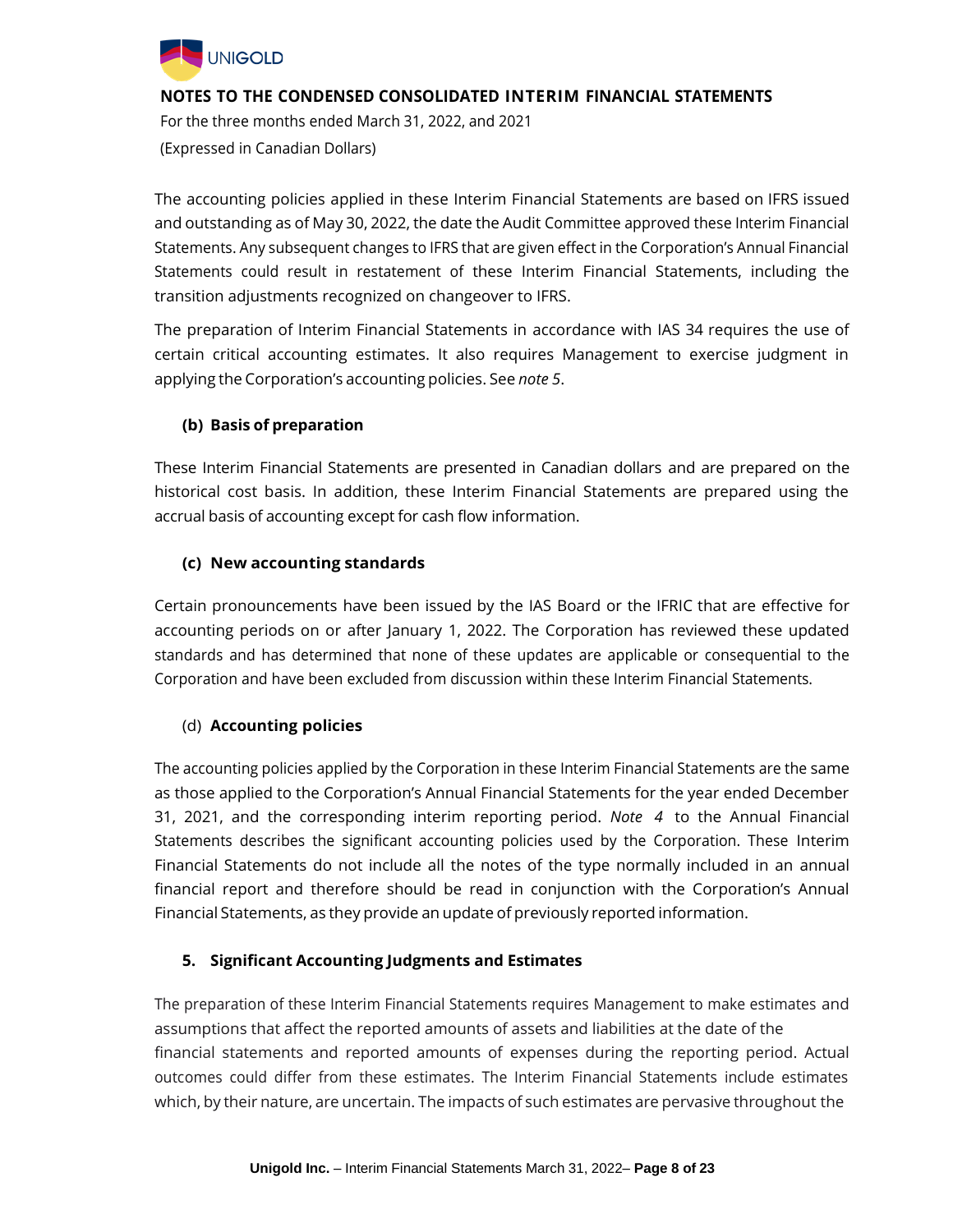The accounting policies applied in these Interim Financial Statements are based on IFRS issued and outstanding as of May 30, 2022, the date the Audit Committee approved these Interim Financial Statements. Any subsequent changes to IFRS that are given effect in the Corporation's Annual Financial Statements could result in restatement of these Interim Financial Statements, including the transition adjustments recognized on changeover to IFRS.

The preparation of Interim Financial Statements in accordance with IAS 34 requires the use of certain critical accounting estimates. It also requires Management to exercise judgment in applying the Corporation's accounting policies. See *note 5*.

### (b) Basis of preparation

These Interim Financial Statements are presented in Canadian dollars and are prepared on the historical cost basis. In addition, these Interim Financial Statements are prepared using the accrual basis of accounting except for cash flow information.

### (c) New accounting standards

Certain pronouncements have been issued by the IAS Board or the IFRIC that are effective for accounting periods on or after January 1, 2022. The Corporation has reviewed these updated standards and has determined that none of these updates are applicable or consequential to the Corporation and have been excluded from discussion within these Interim Financial Statements.

### (d) Accounting policies

The accounting policies applied by the Corporation in these Interim Financial Statements are the same as those applied to the Corporation's Annual Financial Statements for the year ended December 31, 2021, and the corresponding interim reporting period. *Note 4* to the Annual Financial Statements describes the significant accounting policies used by the Corporation. These Interim Financial Statements do not include all the notes of the type normally included in an annual financial report and therefore should be read in conjunction with the Corporation's Annual Financial Statements, as they provide an update of previously reported information.

## 5. Significant Accounting Judgments and Estimates

The preparation of these Interim Financial Statements requires Management to make estimates and assumptions that affect the reported amounts of assets and liabilities at the date of the financial statements and reported amounts of expenses during the reporting period. Actual outcomes could differ from these estimates. The Interim Financial Statements include estimates which, by their nature, are uncertain. The impacts of such estimates are pervasive throughout the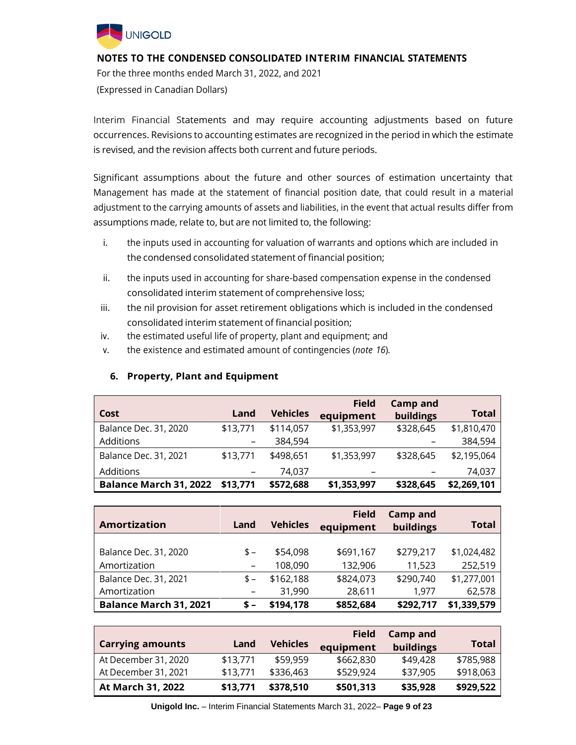**NOTES TO THE CONDENSED CONSOLIDATED INTERIM FINANCIAL STATEMENTS**

For the three months ended March 31, 2022, and 2021

(Expressed in Canadian Dollars)

Interim Financial Statements and may require accounting adjustments based on future occurrences. Revisions to accounting estimates are recognized in the period in which the estimate is revised, and the revision affects both current and future periods.

Significant assumptions about the future and other sources of estimation uncertainty that Management has made at the statement of financial position date, that could result in a material adjustment to the carrying amounts of assets and liabilities, in the event that actual results differ from assumptions made, relate to, but are not limited to, the following:

i. the inputs used in accounting for valuation of warrants and options which are included in the condensed consolidated statement of financial position;
ii. the inputs used in accounting for share-based compensation expense in the condensed consolidated interim statement of comprehensive loss;
iii. the nil provision for asset retirement obligations which is included in the condensed consolidated interim statement of financial position;
iv. the estimated useful life of property, plant and equipment; and
v. the existence and estimated amount of contingencies (*note 16*).

## 6. Property, Plant and Equipment

| Cost | Land | Vehicles | Field equipment | Camp and buildings | Total |
|---|---|---|---|---|---|
| Balance Dec. 31, 2020 | $13,771 | $114,057 | $1,353,997 | $328,645 | $1,810,470 |
| Additions | – | 384,594 | | – | 384,594 |
| Balance Dec. 31, 2021 | $13,771 | $498,651 | $1,353,997 | $328,645 | $2,195,064 |
| Additions | – | 74,037 | – | – | 74,037 |
| **Balance March 31, 2022** | **$13,771** | **$572,688** | **$1,353,997** | **$328,645** | **$2,269,101** |

| Amortization | Land | Vehicles | Field equipment | Camp and buildings | Total |
|---|---|---|---|---|---|
| Balance Dec. 31, 2020 | $ – | $54,098 | $691,167 | $279,217 | $1,024,482 |
| Amortization | – | 108,090 | 132,906 | 11,523 | 252,519 |
| Balance Dec. 31, 2021 | $ – | $162,188 | $824,073 | $290,740 | $1,277,001 |
| Amortization | – | 31,990 | 28,611 | 1,977 | 62,578 |
| **Balance March 31, 2021** | **$ –** | **$194,178** | **$852,684** | **$292,717** | **$1,339,579** |

| Carrying amounts | Land | Vehicles | Field equipment | Camp and buildings | Total |
|---|---|---|---|---|---|
| At December 31, 2020 | $13,771 | $59,959 | $662,830 | $49,428 | $785,988 |
| At December 31, 2021 | $13,771 | $336,463 | $529,924 | $37,905 | $918,063 |
| **At March 31, 2022** | **$13,771** | **$378,510** | **$501,313** | **$35,928** | **$929,522** |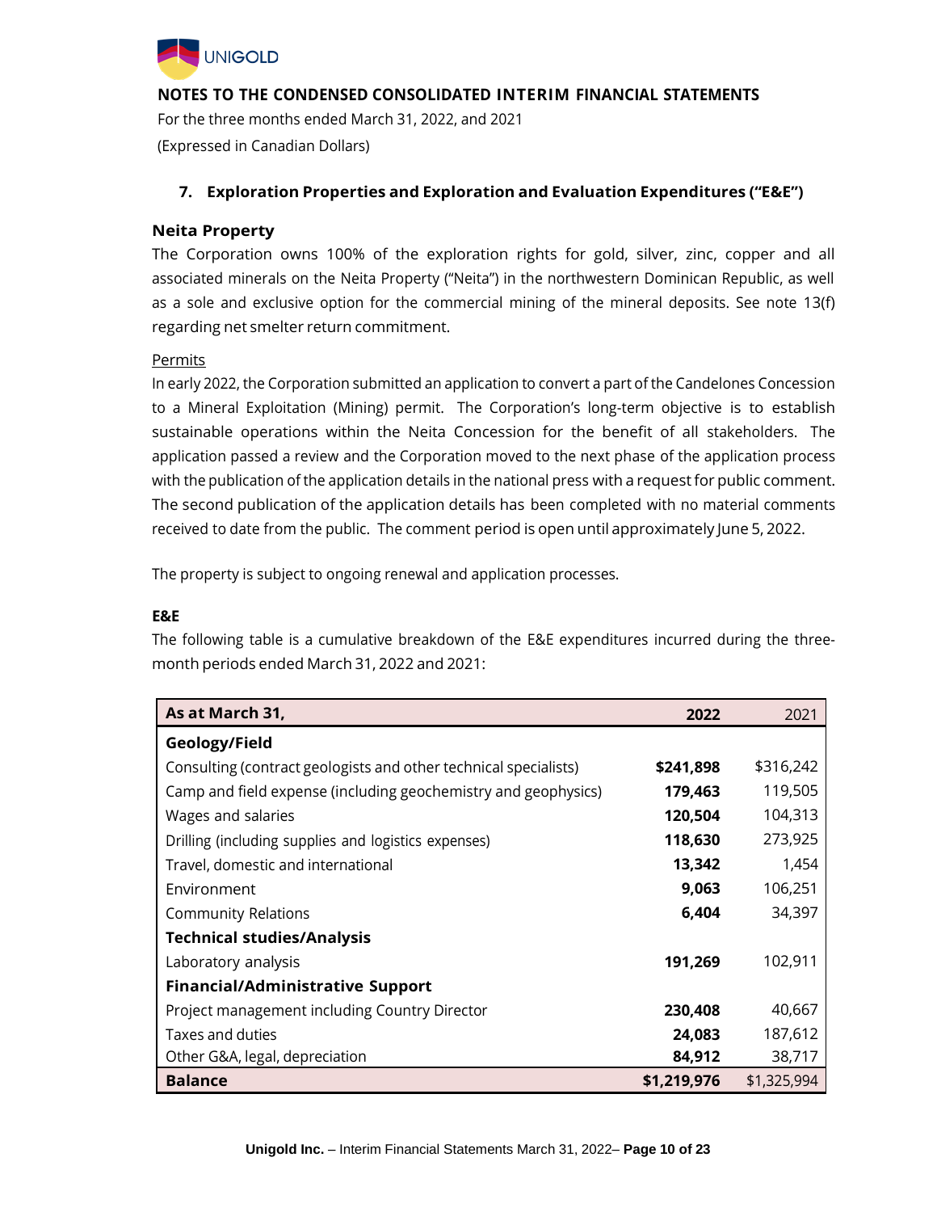# NOTES TO THE CONDENSED CONSOLIDATED INTERIM FINANCIAL STATEMENTS

For the three months ended March 31, 2022, and 2021

(Expressed in Canadian Dollars)

## 7. Exploration Properties and Exploration and Evaluation Expenditures ("E&E")

### Neita Property

The Corporation owns 100% of the exploration rights for gold, silver, zinc, copper and all associated minerals on the Neita Property ("Neita") in the northwestern Dominican Republic, as well as a sole and exclusive option for the commercial mining of the mineral deposits. See note 13(f) regarding net smelter return commitment.

Permits

In early 2022, the Corporation submitted an application to convert a part of the Candelones Concession to a Mineral Exploitation (Mining) permit. The Corporation's long-term objective is to establish sustainable operations within the Neita Concession for the benefit of all stakeholders. The application passed a review and the Corporation moved to the next phase of the application process with the publication of the application details in the national press with a request for public comment. The second publication of the application details has been completed with no material comments received to date from the public. The comment period is open until approximately June 5, 2022.

The property is subject to ongoing renewal and application processes.

**E&E**

The following table is a cumulative breakdown of the E&E expenditures incurred during the three-month periods ended March 31, 2022 and 2021:

| As at March 31, | 2022 | 2021 |
|---|---|---|
| **Geology/Field** | | |
| Consulting (contract geologists and other technical specialists) | **$241,898** | $316,242 |
| Camp and field expense (including geochemistry and geophysics) | **179,463** | 119,505 |
| Wages and salaries | **120,504** | 104,313 |
| Drilling (including supplies and logistics expenses) | **118,630** | 273,925 |
| Travel, domestic and international | **13,342** | 1,454 |
| Environment | **9,063** | 106,251 |
| Community Relations | **6,404** | 34,397 |
| **Technical studies/Analysis** | | |
| Laboratory analysis | **191,269** | 102,911 |
| **Financial/Administrative Support** | | |
| Project management including Country Director | **230,408** | 40,667 |
| Taxes and duties | **24,083** | 187,612 |
| Other G&A, legal, depreciation | **84,912** | 38,717 |
| **Balance** | **$1,219,976** | $1,325,994 |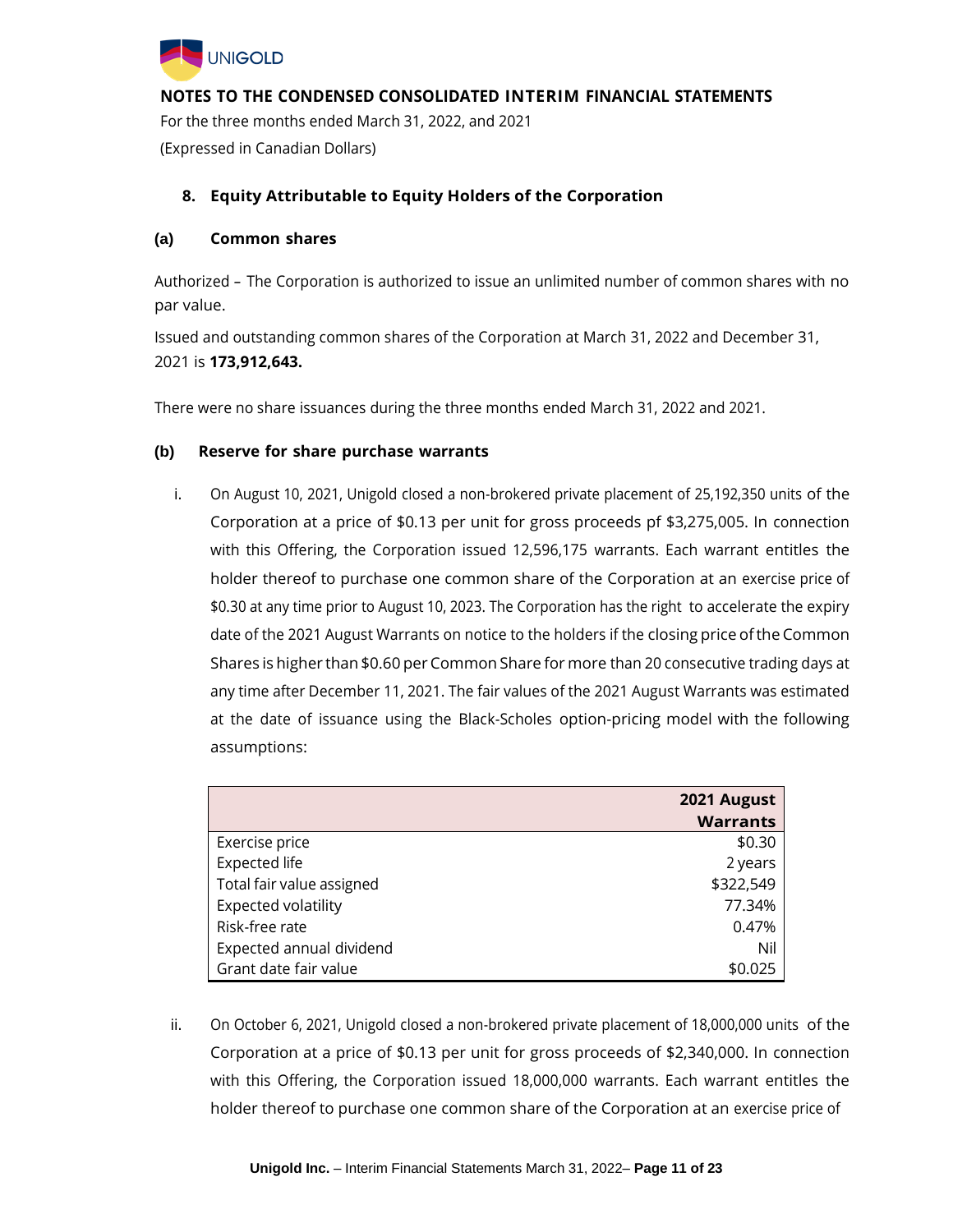**NOTES TO THE CONDENSED CONSOLIDATED INTERIM FINANCIAL STATEMENTS**

For the three months ended March 31, 2022, and 2021

(Expressed in Canadian Dollars)

## 8. Equity Attributable to Equity Holders of the Corporation

### (a) Common shares

Authorized – The Corporation is authorized to issue an unlimited number of common shares with no par value.

Issued and outstanding common shares of the Corporation at March 31, 2022 and December 31, 2021 is **173,912,643.**

There were no share issuances during the three months ended March 31, 2022 and 2021.

### (b) Reserve for share purchase warrants

i. On August 10, 2021, Unigold closed a non-brokered private placement of 25,192,350 units of the Corporation at a price of $0.13 per unit for gross proceeds pf $3,275,005. In connection with this Offering, the Corporation issued 12,596,175 warrants. Each warrant entitles the holder thereof to purchase one common share of the Corporation at an exercise price of $0.30 at any time prior to August 10, 2023. The Corporation has the right to accelerate the expiry date of the 2021 August Warrants on notice to the holders if the closing price of the Common Shares is higher than $0.60 per Common Share for more than 20 consecutive trading days at any time after December 11, 2021. The fair values of the 2021 August Warrants was estimated at the date of issuance using the Black-Scholes option-pricing model with the following assumptions:

| | 2021 August Warrants |
|---|---|
| Exercise price | $0.30 |
| Expected life | 2 years |
| Total fair value assigned | $322,549 |
| Expected volatility | 77.34% |
| Risk-free rate | 0.47% |
| Expected annual dividend | Nil |
| Grant date fair value | $0.025 |

ii. On October 6, 2021, Unigold closed a non-brokered private placement of 18,000,000 units of the Corporation at a price of $0.13 per unit for gross proceeds of $2,340,000. In connection with this Offering, the Corporation issued 18,000,000 warrants. Each warrant entitles the holder thereof to purchase one common share of the Corporation at an exercise price of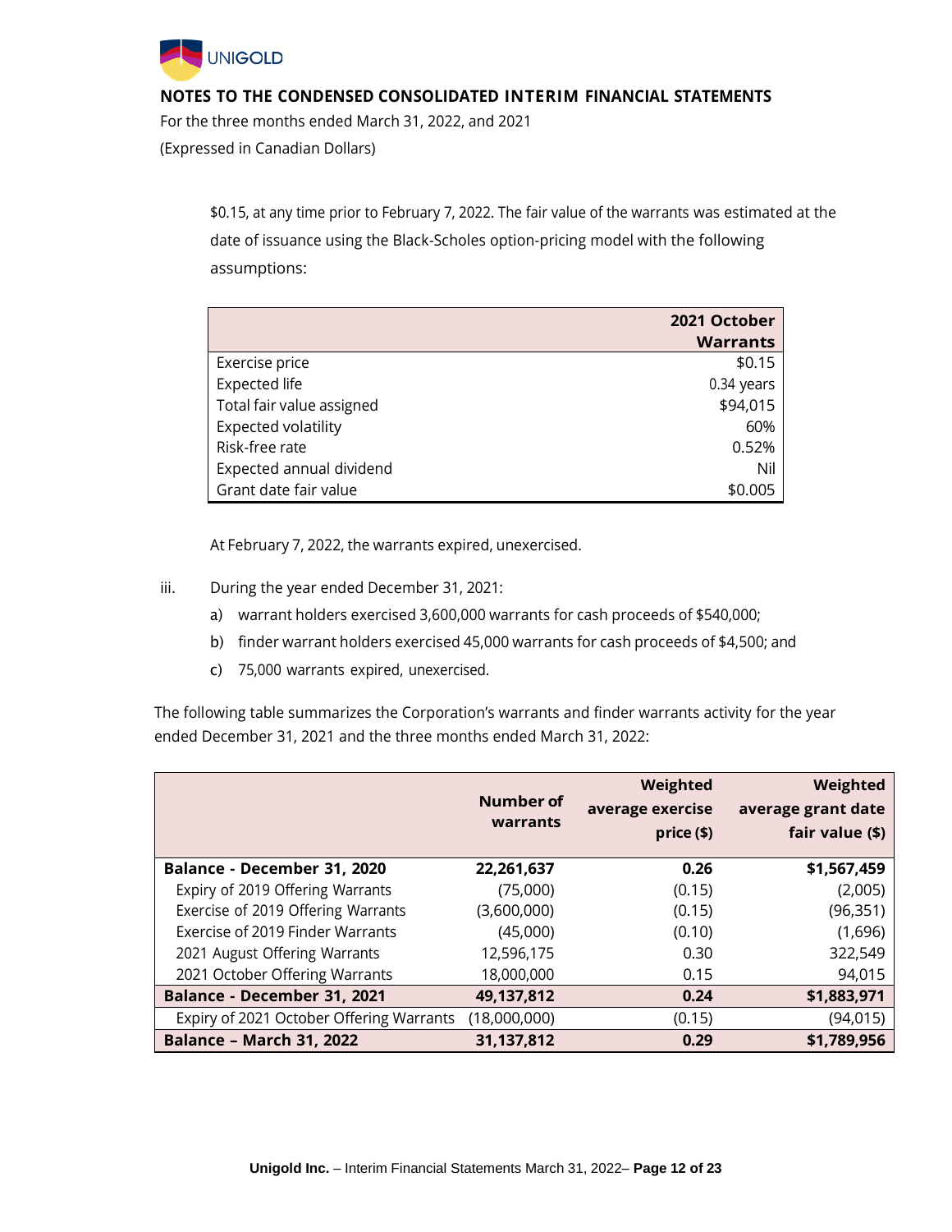$0.15, at any time prior to February 7, 2022. The fair value of the warrants was estimated at the date of issuance using the Black-Scholes option-pricing model with the following assumptions:

| | 2021 October Warrants |
|---|---:|
| Exercise price | $0.15 |
| Expected life | 0.34 years |
| Total fair value assigned | $94,015 |
| Expected volatility | 60% |
| Risk-free rate | 0.52% |
| Expected annual dividend | Nil |
| Grant date fair value | $0.005 |

At February 7, 2022, the warrants expired, unexercised.

iii. During the year ended December 31, 2021:

a) warrant holders exercised 3,600,000 warrants for cash proceeds of $540,000;

b) finder warrant holders exercised 45,000 warrants for cash proceeds of $4,500; and

c) 75,000 warrants expired, unexercised.

The following table summarizes the Corporation's warrants and finder warrants activity for the year ended December 31, 2021 and the three months ended March 31, 2022:

| | Number of warrants | Weighted average exercise price ($) | Weighted average grant date fair value ($) |
|---|---:|---:|---:|
| **Balance - December 31, 2020** | **22,261,637** | **0.26** | **$1,567,459** |
| Expiry of 2019 Offering Warrants | (75,000) | (0.15) | (2,005) |
| Exercise of 2019 Offering Warrants | (3,600,000) | (0.15) | (96,351) |
| Exercise of 2019 Finder Warrants | (45,000) | (0.10) | (1,696) |
| 2021 August Offering Warrants | 12,596,175 | 0.30 | 322,549 |
| 2021 October Offering Warrants | 18,000,000 | 0.15 | 94,015 |
| **Balance - December 31, 2021** | **49,137,812** | **0.24** | **$1,883,971** |
| Expiry of 2021 October Offering Warrants | (18,000,000) | (0.15) | (94,015) |
| **Balance – March 31, 2022** | **31,137,812** | **0.29** | **$1,789,956** |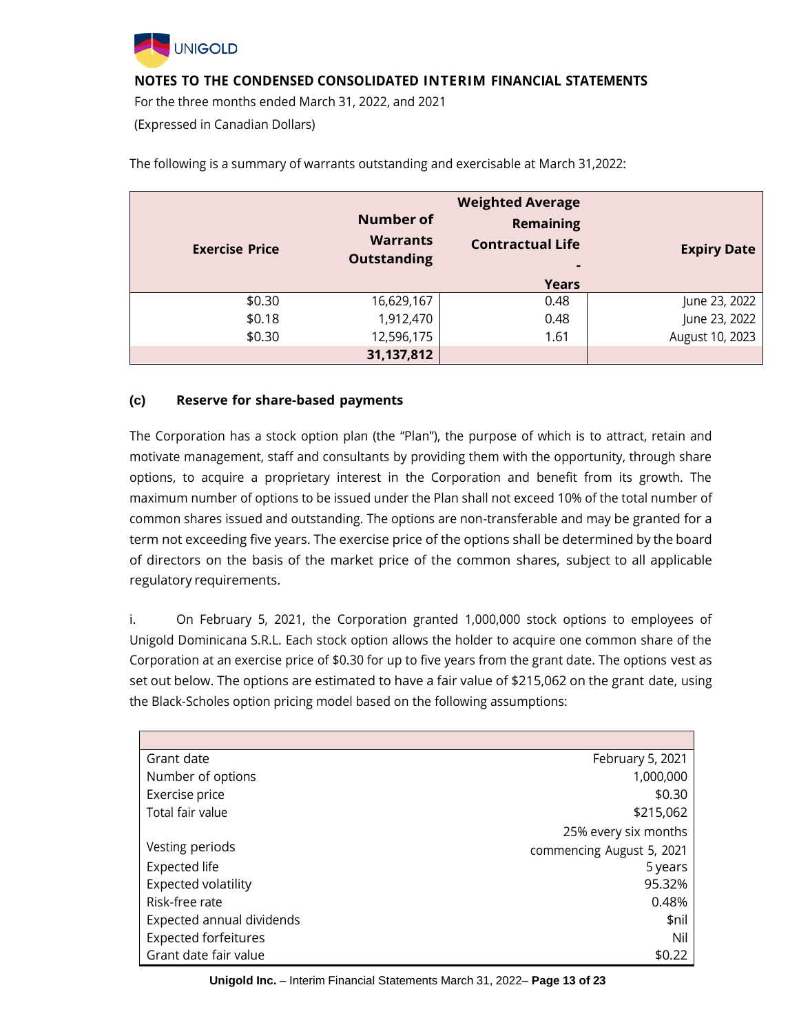**NOTES TO THE CONDENSED CONSOLIDATED INTERIM FINANCIAL STATEMENTS**

For the three months ended March 31, 2022, and 2021

(Expressed in Canadian Dollars)

The following is a summary of warrants outstanding and exercisable at March 31,2022:

| Exercise Price | Number of Warrants Outstanding | Weighted Average Remaining Contractual Life - Years | Expiry Date |
|---|---|---|---|
| $0.30 | 16,629,167 | 0.48 | June 23, 2022 |
| $0.18 | 1,912,470 | 0.48 | June 23, 2022 |
| $0.30 | 12,596,175 | 1.61 | August 10, 2023 |
| | **31,137,812** | | |

**(c) Reserve for share-based payments**

The Corporation has a stock option plan (the "Plan"), the purpose of which is to attract, retain and motivate management, staff and consultants by providing them with the opportunity, through share options, to acquire a proprietary interest in the Corporation and benefit from its growth. The maximum number of options to be issued under the Plan shall not exceed 10% of the total number of common shares issued and outstanding. The options are non-transferable and may be granted for a term not exceeding five years. The exercise price of the options shall be determined by the board of directors on the basis of the market price of the common shares, subject to all applicable regulatory requirements.

i. On February 5, 2021, the Corporation granted 1,000,000 stock options to employees of Unigold Dominicana S.R.L. Each stock option allows the holder to acquire one common share of the Corporation at an exercise price of $0.30 for up to five years from the grant date. The options vest as set out below. The options are estimated to have a fair value of $215,062 on the grant date, using the Black-Scholes option pricing model based on the following assumptions:

| | |
|---|---|
| Grant date | February 5, 2021 |
| Number of options | 1,000,000 |
| Exercise price | $0.30 |
| Total fair value | $215,062 |
| Vesting periods | 25% every six months commencing August 5, 2021 |
| Expected life | 5 years |
| Expected volatility | 95.32% |
| Risk-free rate | 0.48% |
| Expected annual dividends | $nil |
| Expected forfeitures | Nil |
| Grant date fair value | $0.22 |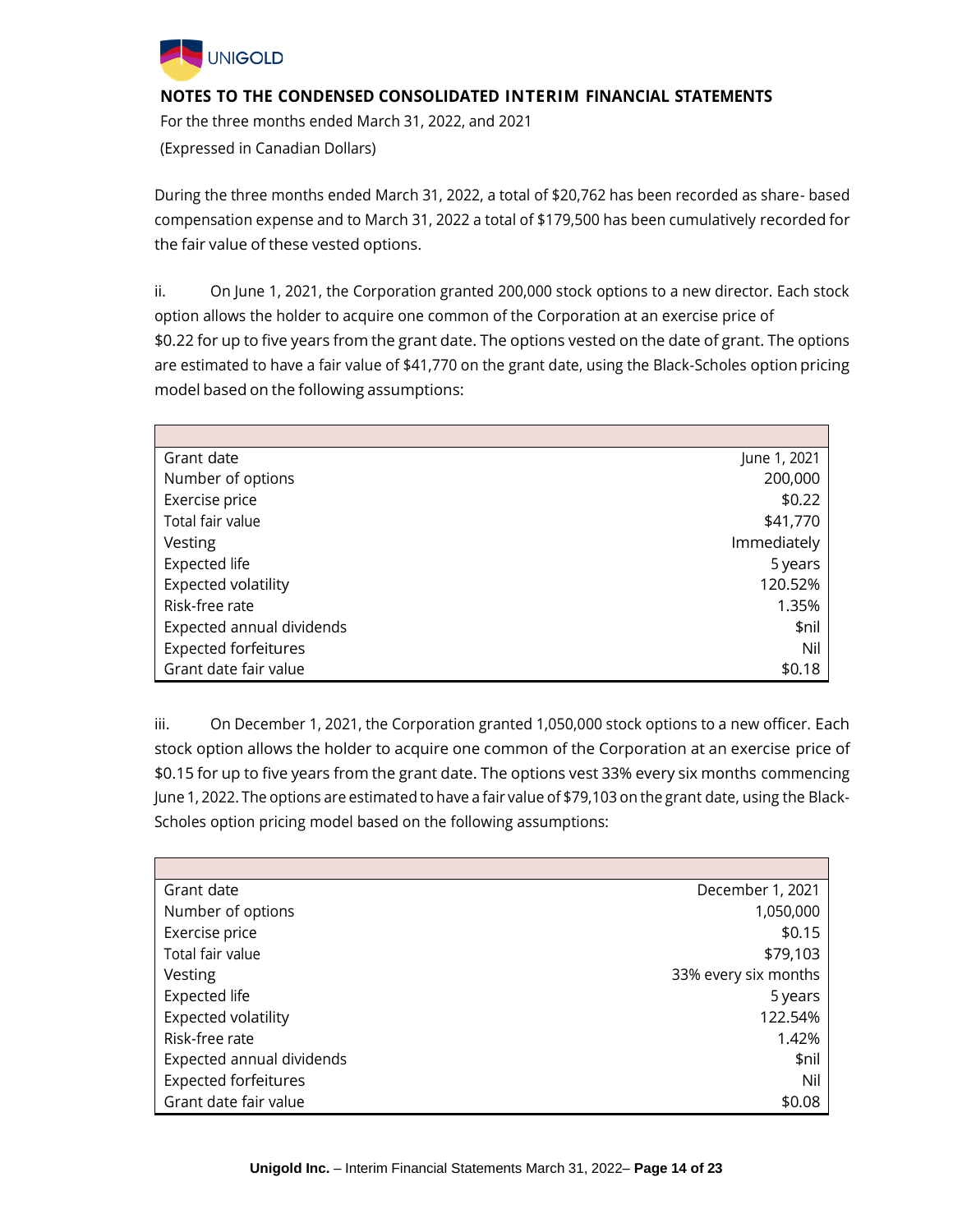During the three months ended March 31, 2022, a total of $20,762 has been recorded as share- based compensation expense and to March 31, 2022 a total of $179,500 has been cumulatively recorded for the fair value of these vested options.

ii. On June 1, 2021, the Corporation granted 200,000 stock options to a new director. Each stock option allows the holder to acquire one common of the Corporation at an exercise price of $0.22 for up to five years from the grant date. The options vested on the date of grant. The options are estimated to have a fair value of $41,770 on the grant date, using the Black-Scholes option pricing model based on the following assumptions:

| | |
|---|---|
| Grant date | June 1, 2021 |
| Number of options | 200,000 |
| Exercise price | $0.22 |
| Total fair value | $41,770 |
| Vesting | Immediately |
| Expected life | 5 years |
| Expected volatility | 120.52% |
| Risk-free rate | 1.35% |
| Expected annual dividends | $nil |
| Expected forfeitures | Nil |
| Grant date fair value | $0.18 |

iii. On December 1, 2021, the Corporation granted 1,050,000 stock options to a new officer. Each stock option allows the holder to acquire one common of the Corporation at an exercise price of $0.15 for up to five years from the grant date. The options vest 33% every six months commencing June 1, 2022. The options are estimated to have a fair value of $79,103 on the grant date, using the Black-Scholes option pricing model based on the following assumptions:

| | |
|---|---|
| Grant date | December 1, 2021 |
| Number of options | 1,050,000 |
| Exercise price | $0.15 |
| Total fair value | $79,103 |
| Vesting | 33% every six months |
| Expected life | 5 years |
| Expected volatility | 122.54% |
| Risk-free rate | 1.42% |
| Expected annual dividends | $nil |
| Expected forfeitures | Nil |
| Grant date fair value | $0.08 |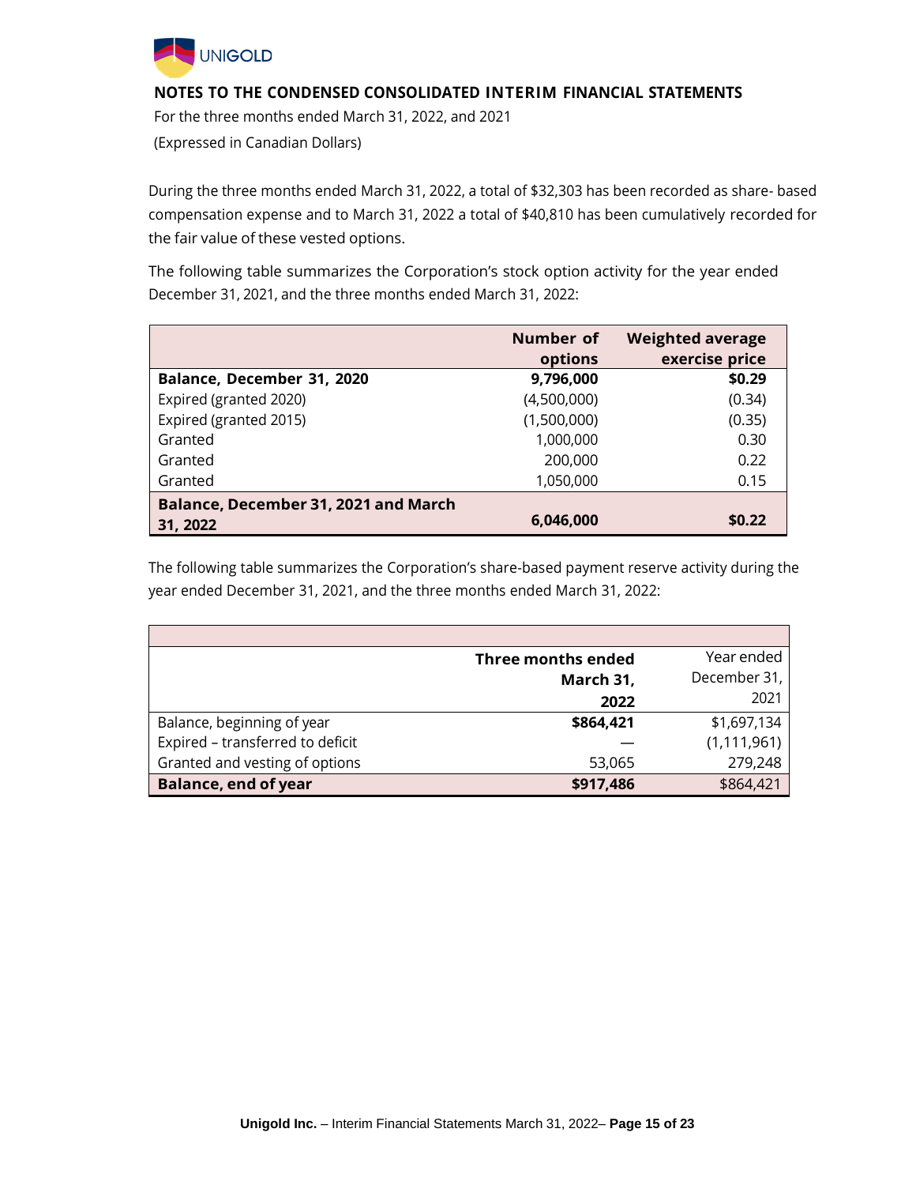**NOTES TO THE CONDENSED CONSOLIDATED INTERIM FINANCIAL STATEMENTS**

For the three months ended March 31, 2022, and 2021

(Expressed in Canadian Dollars)

During the three months ended March 31, 2022, a total of $32,303 has been recorded as share- based compensation expense and to March 31, 2022 a total of $40,810 has been cumulatively recorded for the fair value of these vested options.

The following table summarizes the Corporation's stock option activity for the year ended December 31, 2021, and the three months ended March 31, 2022:

| | Number of options | Weighted average exercise price |
|---|---|---|
| **Balance, December 31, 2020** | **9,796,000** | **$0.29** |
| Expired (granted 2020) | (4,500,000) | (0.34) |
| Expired (granted 2015) | (1,500,000) | (0.35) |
| Granted | 1,000,000 | 0.30 |
| Granted | 200,000 | 0.22 |
| Granted | 1,050,000 | 0.15 |
| **Balance, December 31, 2021 and March 31, 2022** | **6,046,000** | **$0.22** |

The following table summarizes the Corporation's share-based payment reserve activity during the year ended December 31, 2021, and the three months ended March 31, 2022:

| | Three months ended March 31, 2022 | Year ended December 31, 2021 |
|---|---|---|
| Balance, beginning of year | **$864,421** | $1,697,134 |
| Expired – transferred to deficit | — | (1,111,961) |
| Granted and vesting of options | 53,065 | 279,248 |
| **Balance, end of year** | **$917,486** | $864,421 |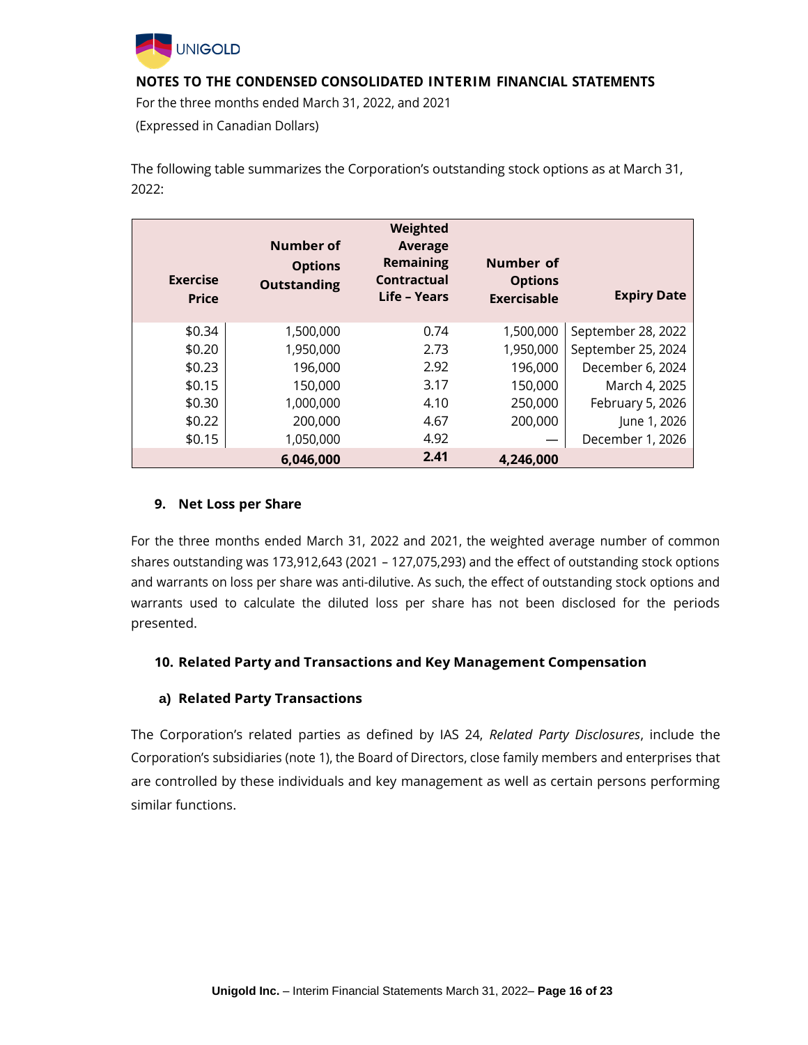**NOTES TO THE CONDENSED CONSOLIDATED INTERIM FINANCIAL STATEMENTS**

For the three months ended March 31, 2022, and 2021

(Expressed in Canadian Dollars)

The following table summarizes the Corporation's outstanding stock options as at March 31, 2022:

| Exercise Price | Number of Options Outstanding | Weighted Average Remaining Contractual Life – Years | Number of Options Exercisable | Expiry Date |
|---|---|---|---|---|
| $0.34 | 1,500,000 | 0.74 | 1,500,000 | September 28, 2022 |
| $0.20 | 1,950,000 | 2.73 | 1,950,000 | September 25, 2024 |
| $0.23 | 196,000 | 2.92 | 196,000 | December 6, 2024 |
| $0.15 | 150,000 | 3.17 | 150,000 | March 4, 2025 |
| $0.30 | 1,000,000 | 4.10 | 250,000 | February 5, 2026 |
| $0.22 | 200,000 | 4.67 | 200,000 | June 1, 2026 |
| $0.15 | 1,050,000 | 4.92 | — | December 1, 2026 |
| | **6,046,000** | **2.41** | **4,246,000** | |

## 9. Net Loss per Share

For the three months ended March 31, 2022 and 2021, the weighted average number of common shares outstanding was 173,912,643 (2021 – 127,075,293) and the effect of outstanding stock options and warrants on loss per share was anti-dilutive. As such, the effect of outstanding stock options and warrants used to calculate the diluted loss per share has not been disclosed for the periods presented.

## 10. Related Party and Transactions and Key Management Compensation

### a) Related Party Transactions

The Corporation's related parties as defined by IAS 24, *Related Party Disclosures*, include the Corporation's subsidiaries (note 1), the Board of Directors, close family members and enterprises that are controlled by these individuals and key management as well as certain persons performing similar functions.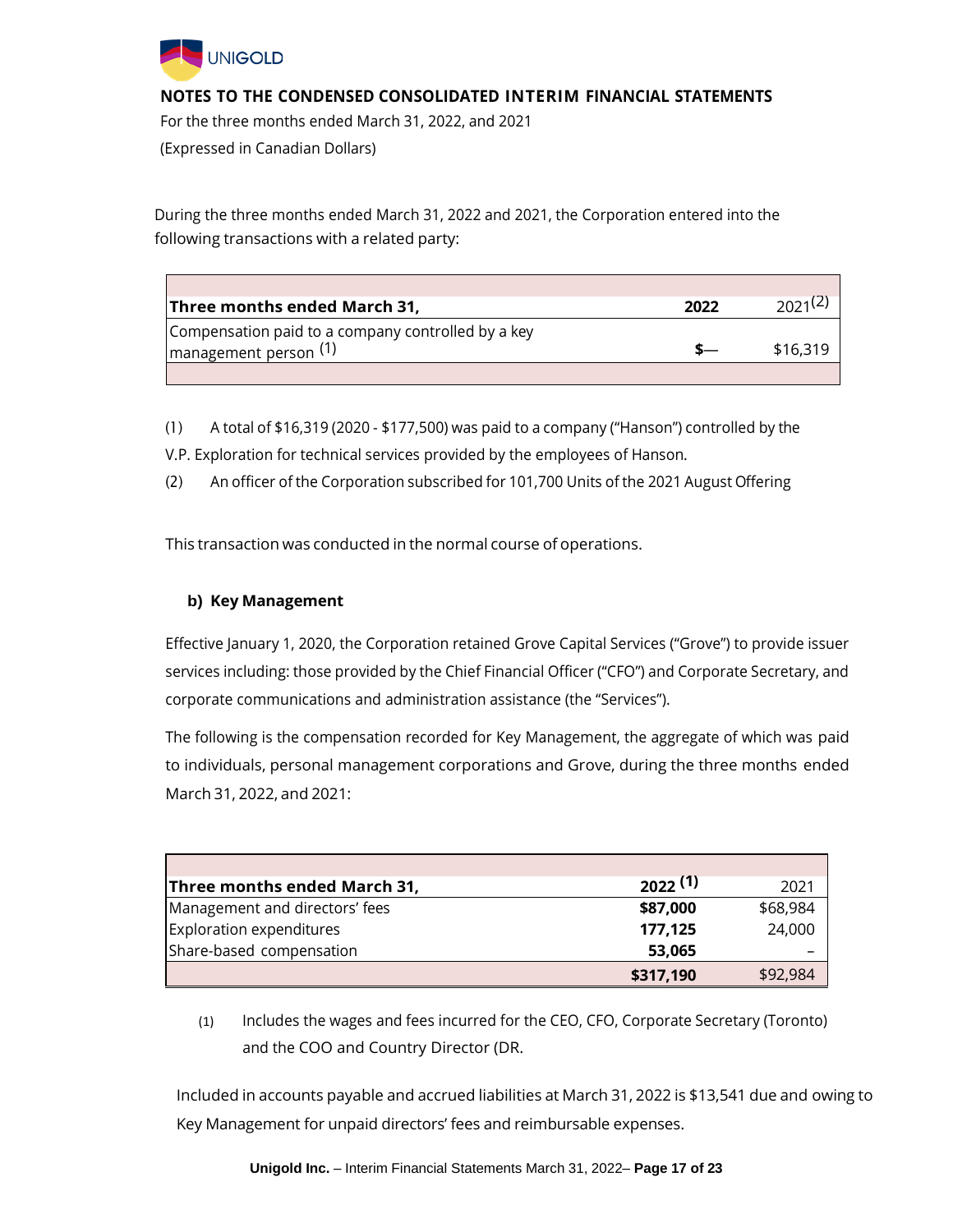During the three months ended March 31, 2022 and 2021, the Corporation entered into the following transactions with a related party:

| Three months ended March 31, | 2022 | 2021[2] |
|---|---|---|
| Compensation paid to a company controlled by a key management person [1] | $— | $16,319 |

(1) A total of $16,319 (2020 - $177,500) was paid to a company ("Hanson") controlled by the V.P. Exploration for technical services provided by the employees of Hanson.

(2) An officer of the Corporation subscribed for 101,700 Units of the 2021 August Offering

This transaction was conducted in the normal course of operations.

**b) Key Management**

Effective January 1, 2020, the Corporation retained Grove Capital Services ("Grove") to provide issuer services including: those provided by the Chief Financial Officer ("CFO") and Corporate Secretary, and corporate communications and administration assistance (the "Services").

The following is the compensation recorded for Key Management, the aggregate of which was paid to individuals, personal management corporations and Grove, during the three months ended March 31, 2022, and 2021:

| Three months ended March 31, | 2022 [1] | 2021 |
|---|---|---|
| Management and directors' fees | $87,000 | $68,984 |
| Exploration expenditures | 177,125 | 24,000 |
| Share-based compensation | 53,065 | – |
| | $317,190 | $92,984 |

(1) Includes the wages and fees incurred for the CEO, CFO, Corporate Secretary (Toronto) and the COO and Country Director (DR.

Included in accounts payable and accrued liabilities at March 31, 2022 is $13,541 due and owing to Key Management for unpaid directors' fees and reimbursable expenses.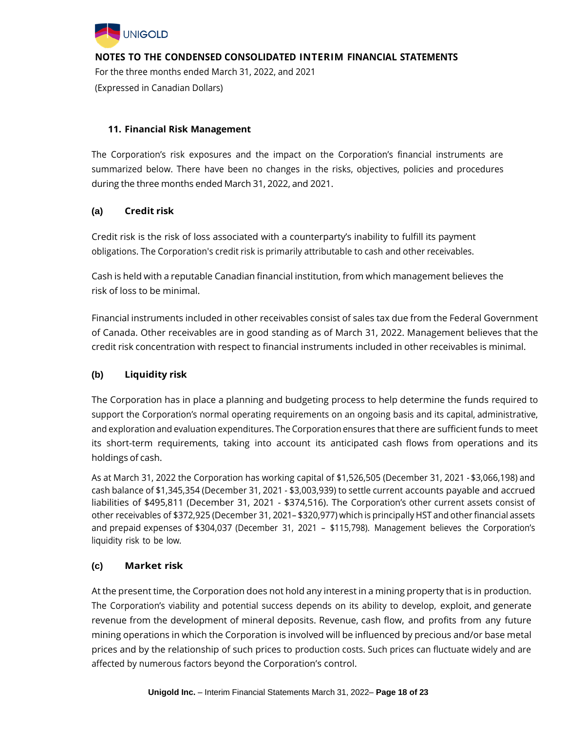**NOTES TO THE CONDENSED CONSOLIDATED INTERIM FINANCIAL STATEMENTS**

For the three months ended March 31, 2022, and 2021

(Expressed in Canadian Dollars)

## 11. Financial Risk Management

The Corporation's risk exposures and the impact on the Corporation's financial instruments are summarized below. There have been no changes in the risks, objectives, policies and procedures during the three months ended March 31, 2022, and 2021.

### (a) Credit risk

Credit risk is the risk of loss associated with a counterparty's inability to fulfill its payment obligations. The Corporation's credit risk is primarily attributable to cash and other receivables.

Cash is held with a reputable Canadian financial institution, from which management believes the risk of loss to be minimal.

Financial instruments included in other receivables consist of sales tax due from the Federal Government of Canada. Other receivables are in good standing as of March 31, 2022. Management believes that the credit risk concentration with respect to financial instruments included in other receivables is minimal.

### (b) Liquidity risk

The Corporation has in place a planning and budgeting process to help determine the funds required to support the Corporation's normal operating requirements on an ongoing basis and its capital, administrative, and exploration and evaluation expenditures. The Corporation ensures that there are sufficient funds to meet its short-term requirements, taking into account its anticipated cash flows from operations and its holdings of cash.

As at March 31, 2022 the Corporation has working capital of $1,526,505 (December 31, 2021 - $3,066,198) and cash balance of $1,345,354 (December 31, 2021 - $3,003,939) to settle current accounts payable and accrued liabilities of $495,811 (December 31, 2021 - $374,516). The Corporation's other current assets consist of other receivables of $372,925 (December 31, 2021– $320,977) which is principally HST and other financial assets and prepaid expenses of $304,037 (December 31, 2021 – $115,798). Management believes the Corporation's liquidity risk to be low.

### (c) Market risk

At the present time, the Corporation does not hold any interest in a mining property that is in production. The Corporation's viability and potential success depends on its ability to develop, exploit, and generate revenue from the development of mineral deposits. Revenue, cash flow, and profits from any future mining operations in which the Corporation is involved will be influenced by precious and/or base metal prices and by the relationship of such prices to production costs. Such prices can fluctuate widely and are affected by numerous factors beyond the Corporation's control.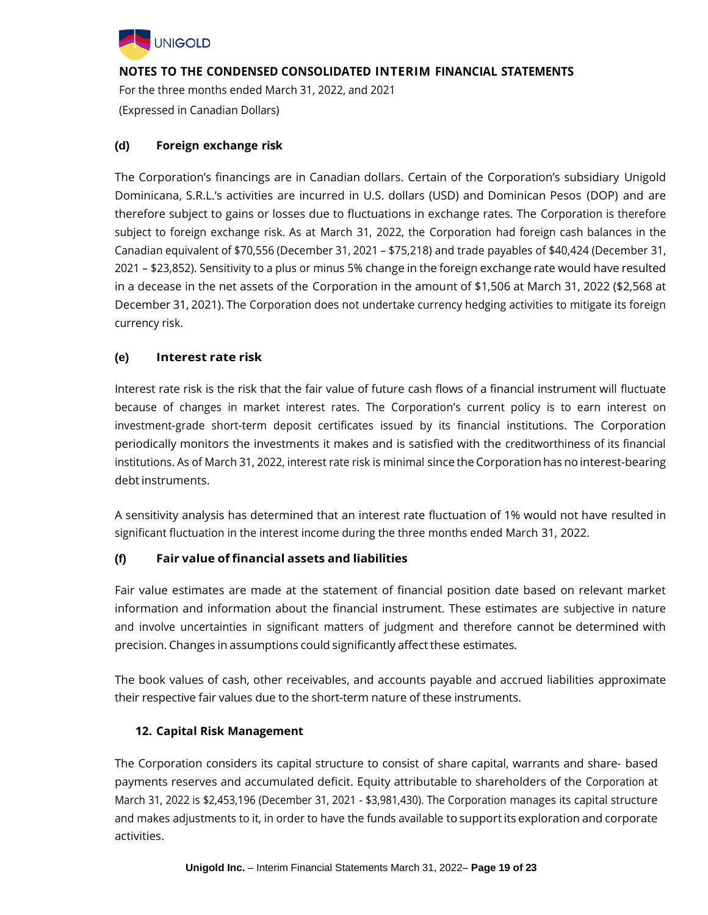### (d) Foreign exchange risk

The Corporation's financings are in Canadian dollars. Certain of the Corporation's subsidiary Unigold Dominicana, S.R.L.'s activities are incurred in U.S. dollars (USD) and Dominican Pesos (DOP) and are therefore subject to gains or losses due to fluctuations in exchange rates. The Corporation is therefore subject to foreign exchange risk. As at March 31, 2022, the Corporation had foreign cash balances in the Canadian equivalent of $70,556 (December 31, 2021 – $75,218) and trade payables of $40,424 (December 31, 2021 – $23,852). Sensitivity to a plus or minus 5% change in the foreign exchange rate would have resulted in a decease in the net assets of the Corporation in the amount of $1,506 at March 31, 2022 ($2,568 at December 31, 2021). The Corporation does not undertake currency hedging activities to mitigate its foreign currency risk.

### (e) Interest rate risk

Interest rate risk is the risk that the fair value of future cash flows of a financial instrument will fluctuate because of changes in market interest rates. The Corporation's current policy is to earn interest on investment-grade short-term deposit certificates issued by its financial institutions. The Corporation periodically monitors the investments it makes and is satisfied with the creditworthiness of its financial institutions. As of March 31, 2022, interest rate risk is minimal since the Corporation has no interest-bearing debt instruments.

A sensitivity analysis has determined that an interest rate fluctuation of 1% would not have resulted in significant fluctuation in the interest income during the three months ended March 31, 2022.

### (f) Fair value of financial assets and liabilities

Fair value estimates are made at the statement of financial position date based on relevant market information and information about the financial instrument. These estimates are subjective in nature and involve uncertainties in significant matters of judgment and therefore cannot be determined with precision. Changes in assumptions could significantly affect these estimates.

The book values of cash, other receivables, and accounts payable and accrued liabilities approximate their respective fair values due to the short-term nature of these instruments.

## 12. Capital Risk Management

The Corporation considers its capital structure to consist of share capital, warrants and share- based payments reserves and accumulated deficit. Equity attributable to shareholders of the Corporation at March 31, 2022 is $2,453,196 (December 31, 2021 - $3,981,430). The Corporation manages its capital structure and makes adjustments to it, in order to have the funds available to support its exploration and corporate activities.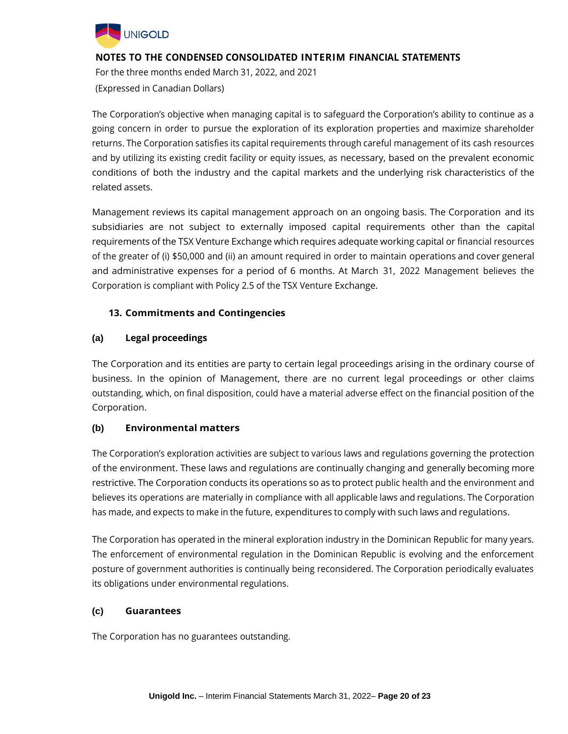The Corporation's objective when managing capital is to safeguard the Corporation's ability to continue as a going concern in order to pursue the exploration of its exploration properties and maximize shareholder returns. The Corporation satisfies its capital requirements through careful management of its cash resources and by utilizing its existing credit facility or equity issues, as necessary, based on the prevalent economic conditions of both the industry and the capital markets and the underlying risk characteristics of the related assets.

Management reviews its capital management approach on an ongoing basis. The Corporation and its subsidiaries are not subject to externally imposed capital requirements other than the capital requirements of the TSX Venture Exchange which requires adequate working capital or financial resources of the greater of (i) $50,000 and (ii) an amount required in order to maintain operations and cover general and administrative expenses for a period of 6 months. At March 31, 2022 Management believes the Corporation is compliant with Policy 2.5 of the TSX Venture Exchange.

## 13. Commitments and Contingencies

### (a) Legal proceedings

The Corporation and its entities are party to certain legal proceedings arising in the ordinary course of business. In the opinion of Management, there are no current legal proceedings or other claims outstanding, which, on final disposition, could have a material adverse effect on the financial position of the Corporation.

### (b) Environmental matters

The Corporation's exploration activities are subject to various laws and regulations governing the protection of the environment. These laws and regulations are continually changing and generally becoming more restrictive. The Corporation conducts its operations so as to protect public health and the environment and believes its operations are materially in compliance with all applicable laws and regulations. The Corporation has made, and expects to make in the future, expenditures to comply with such laws and regulations.

The Corporation has operated in the mineral exploration industry in the Dominican Republic for many years. The enforcement of environmental regulation in the Dominican Republic is evolving and the enforcement posture of government authorities is continually being reconsidered. The Corporation periodically evaluates its obligations under environmental regulations.

### (c) Guarantees

The Corporation has no guarantees outstanding.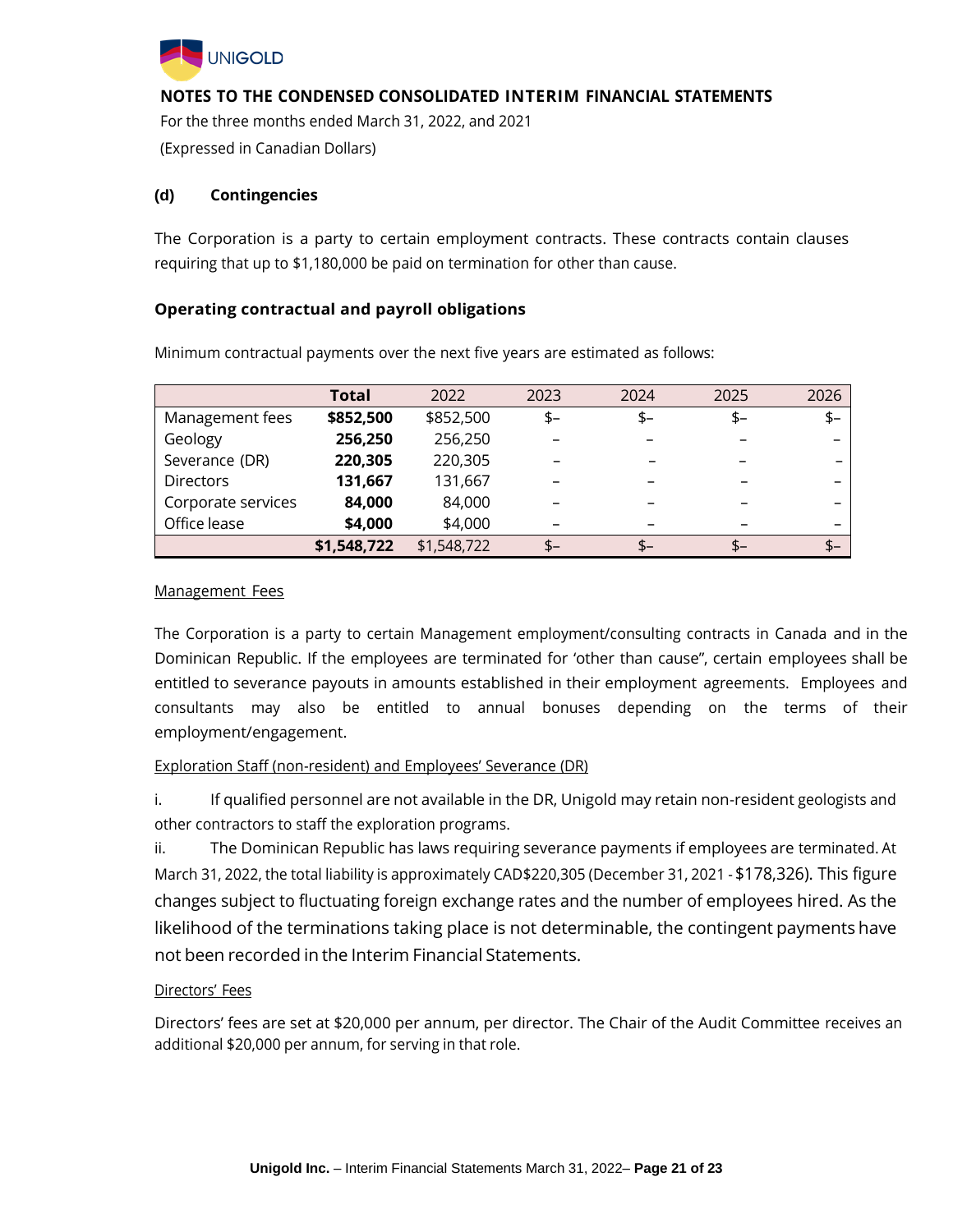**NOTES TO THE CONDENSED CONSOLIDATED INTERIM FINANCIAL STATEMENTS**

For the three months ended March 31, 2022, and 2021

(Expressed in Canadian Dollars)

### (d) Contingencies

The Corporation is a party to certain employment contracts. These contracts contain clauses requiring that up to $1,180,000 be paid on termination for other than cause.

### Operating contractual and payroll obligations

Minimum contractual payments over the next five years are estimated as follows:

| | **Total** | 2022 | 2023 | 2024 | 2025 | 2026 |
|---|---|---|---|---|---|---|
| Management fees | **$852,500** | $852,500 | $– | $– | $– | $– |
| Geology | **256,250** | 256,250 | – | – | – | – |
| Severance (DR) | **220,305** | 220,305 | – | – | – | – |
| Directors | **131,667** | 131,667 | – | – | – | – |
| Corporate services | **84,000** | 84,000 | – | – | – | – |
| Office lease | **$4,000** | $4,000 | – | – | – | – |
| | **$1,548,722** | $1,548,722 | $– | $– | $– | $– |

Management Fees

The Corporation is a party to certain Management employment/consulting contracts in Canada and in the Dominican Republic. If the employees are terminated for 'other than cause", certain employees shall be entitled to severance payouts in amounts established in their employment agreements. Employees and consultants may also be entitled to annual bonuses depending on the terms of their employment/engagement.

Exploration Staff (non-resident) and Employees' Severance (DR)

i. If qualified personnel are not available in the DR, Unigold may retain non-resident geologists and other contractors to staff the exploration programs.

ii. The Dominican Republic has laws requiring severance payments if employees are terminated. At March 31, 2022, the total liability is approximately CAD$220,305 (December 31, 2021 - $178,326). This figure changes subject to fluctuating foreign exchange rates and the number of employees hired. As the likelihood of the terminations taking place is not determinable, the contingent payments have not been recorded in the Interim Financial Statements.

Directors' Fees

Directors' fees are set at $20,000 per annum, per director. The Chair of the Audit Committee receives an additional $20,000 per annum, for serving in that role.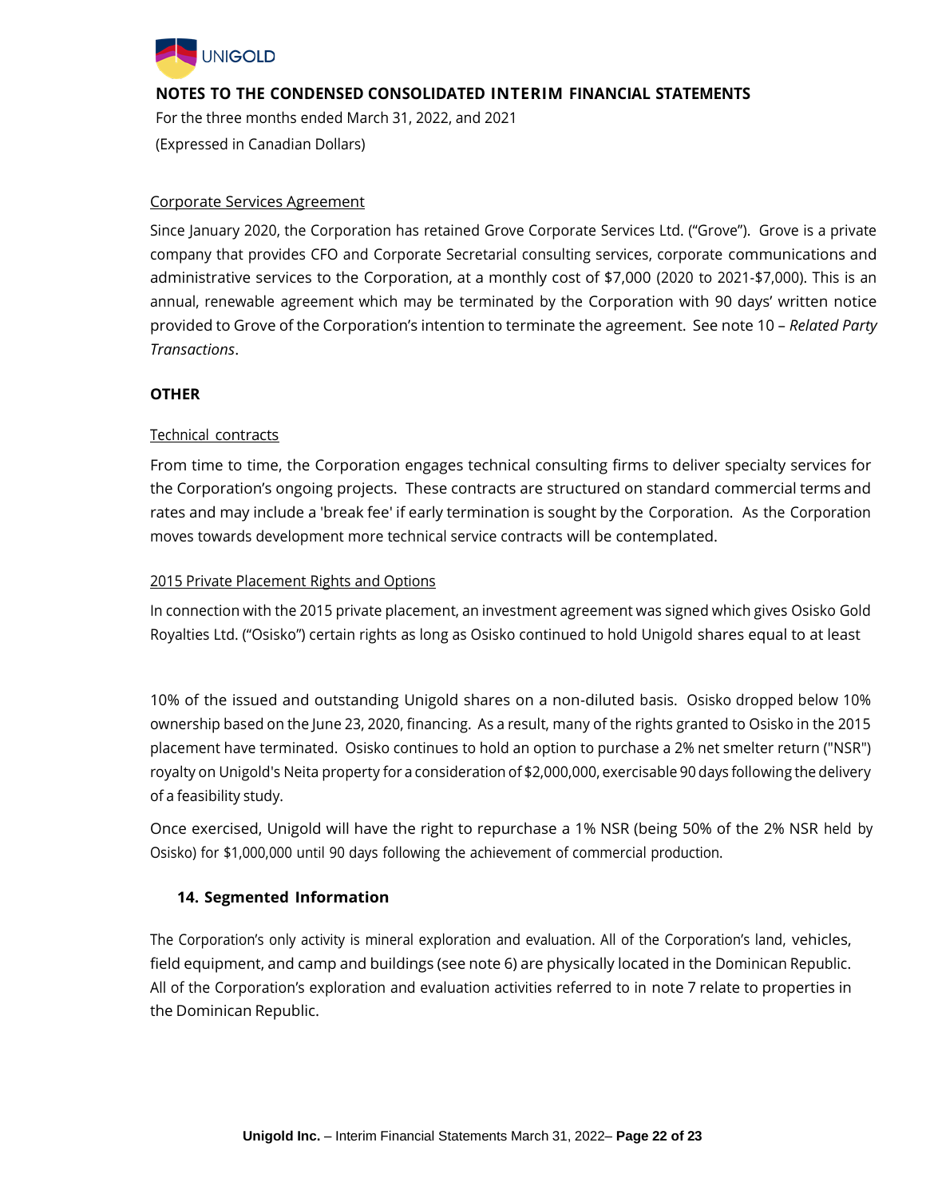## NOTES TO THE CONDENSED CONSOLIDATED INTERIM FINANCIAL STATEMENTS

For the three months ended March 31, 2022, and 2021

(Expressed in Canadian Dollars)

Corporate Services Agreement

Since January 2020, the Corporation has retained Grove Corporate Services Ltd. ("Grove"). Grove is a private company that provides CFO and Corporate Secretarial consulting services, corporate communications and administrative services to the Corporation, at a monthly cost of $7,000 (2020 to 2021-$7,000). This is an annual, renewable agreement which may be terminated by the Corporation with 90 days' written notice provided to Grove of the Corporation's intention to terminate the agreement. See note 10 – *Related Party Transactions*.

**OTHER**

Technical contracts

From time to time, the Corporation engages technical consulting firms to deliver specialty services for the Corporation's ongoing projects. These contracts are structured on standard commercial terms and rates and may include a 'break fee' if early termination is sought by the Corporation. As the Corporation moves towards development more technical service contracts will be contemplated.

2015 Private Placement Rights and Options

In connection with the 2015 private placement, an investment agreement was signed which gives Osisko Gold Royalties Ltd. ("Osisko") certain rights as long as Osisko continued to hold Unigold shares equal to at least 10% of the issued and outstanding Unigold shares on a non-diluted basis. Osisko dropped below 10% ownership based on the June 23, 2020, financing. As a result, many of the rights granted to Osisko in the 2015 placement have terminated. Osisko continues to hold an option to purchase a 2% net smelter return ("NSR") royalty on Unigold's Neita property for a consideration of $2,000,000, exercisable 90 days following the delivery of a feasibility study.

Once exercised, Unigold will have the right to repurchase a 1% NSR (being 50% of the 2% NSR held by Osisko) for $1,000,000 until 90 days following the achievement of commercial production.

### 14. Segmented Information

The Corporation's only activity is mineral exploration and evaluation. All of the Corporation's land, vehicles, field equipment, and camp and buildings (see note 6) are physically located in the Dominican Republic. All of the Corporation's exploration and evaluation activities referred to in note 7 relate to properties in the Dominican Republic.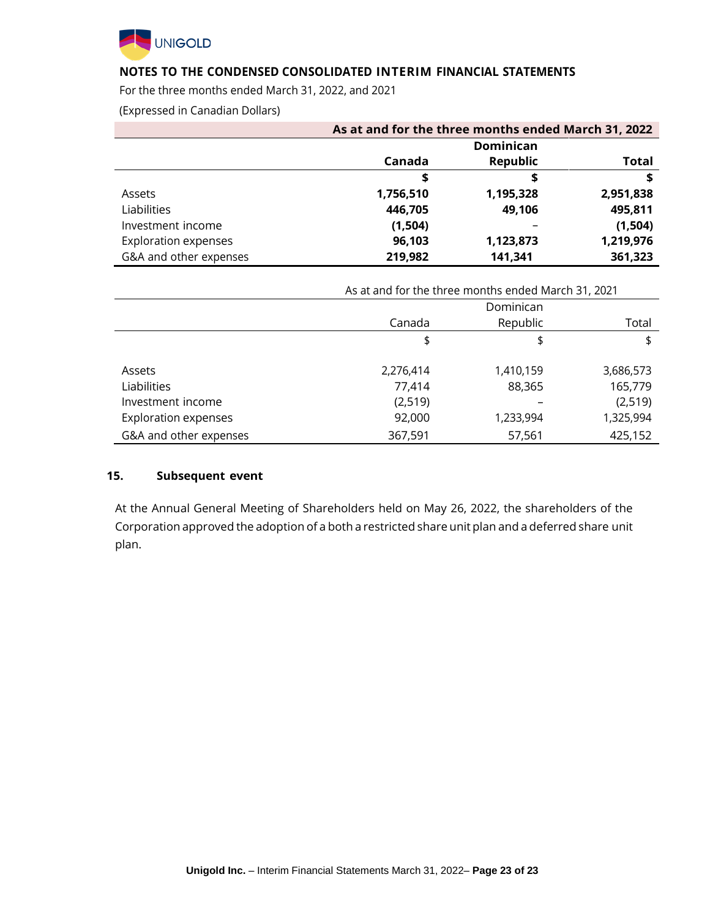## NOTES TO THE CONDENSED CONSOLIDATED INTERIM FINANCIAL STATEMENTS

For the three months ended March 31, 2022, and 2021

(Expressed in Canadian Dollars)

| | As at and for the three months ended March 31, 2022 | | |
|---|---|---|---|
| | **Canada** | **Dominican Republic** | **Total** |
| | **$** | **$** | **$** |
| Assets | **1,756,510** | **1,195,328** | **2,951,838** |
| Liabilities | **446,705** | **49,106** | **495,811** |
| Investment income | **(1,504)** | **–** | **(1,504)** |
| Exploration expenses | **96,103** | **1,123,873** | **1,219,976** |
| G&A and other expenses | **219,982** | **141,341** | **361,323** |

| | As at and for the three months ended March 31, 2021 | | |
|---|---|---|---|
| | Canada | Dominican Republic | Total |
| | $ | $ | $ |
| Assets | 2,276,414 | 1,410,159 | 3,686,573 |
| Liabilities | 77,414 | 88,365 | 165,779 |
| Investment income | (2,519) | – | (2,519) |
| Exploration expenses | 92,000 | 1,233,994 | 1,325,994 |
| G&A and other expenses | 367,591 | 57,561 | 425,152 |

### 15. Subsequent event

At the Annual General Meeting of Shareholders held on May 26, 2022, the shareholders of the Corporation approved the adoption of a both a restricted share unit plan and a deferred share unit plan.